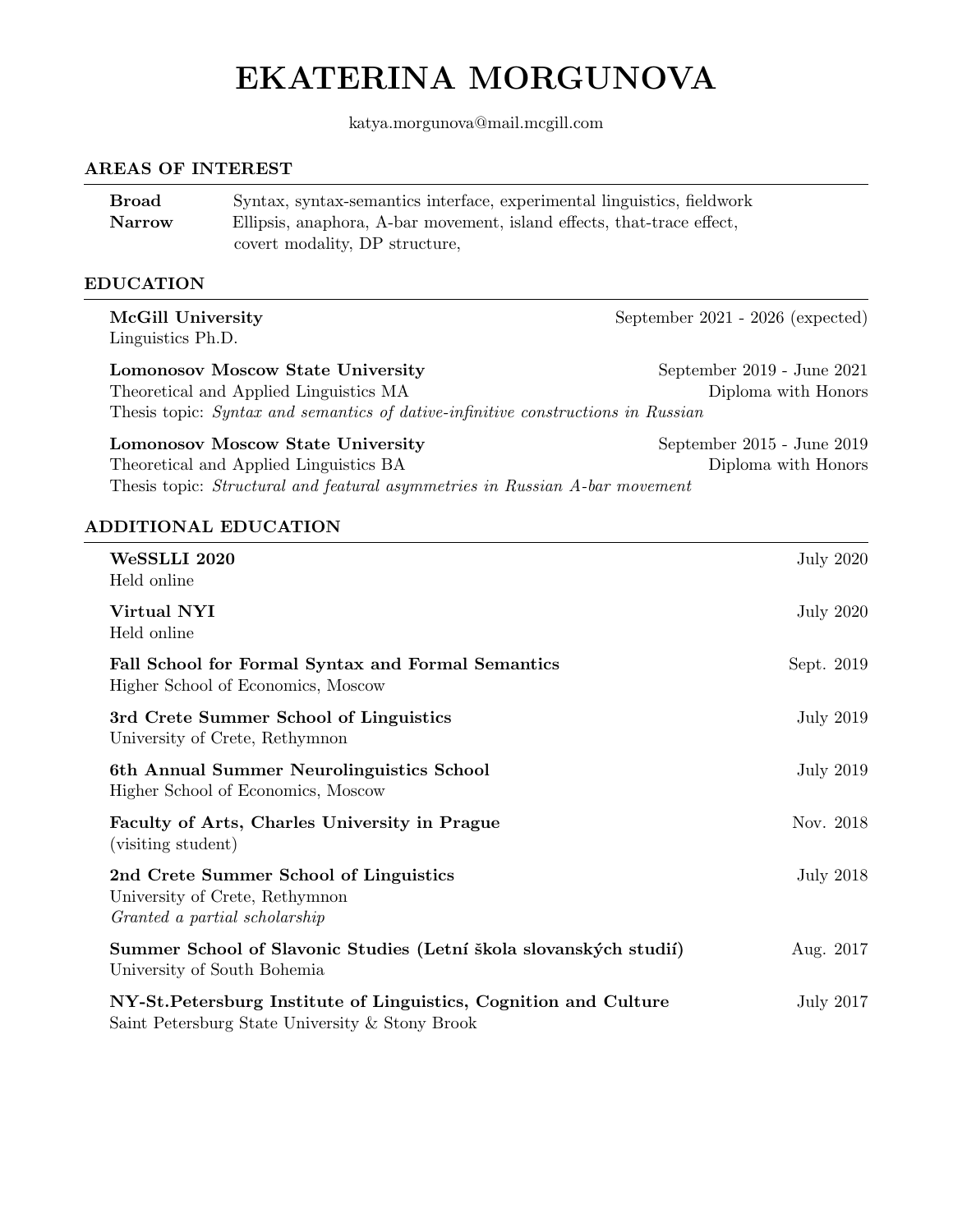# EKATERINA MORGUNOVA

katya.morgunova@mail.mcgill.com

## AREAS OF INTEREST

**Broad** Syntax, syntax-semantics interface, experimental linguistics, fieldwork

**Narrow** Ellipsis, anaphora, A-bar movement, island effects, that-trace effect, covert modality, DP structure,

## EDUCATION

**McGill University** — September 2021 - 2026 (expected)
Linguistics Ph.D.

**Lomonosov Moscow State University** — September 2019 - June 2021
Theoretical and Applied Linguistics MA — Diploma with Honors
Thesis topic: *Syntax and semantics of dative-infinitive constructions in Russian*

**Lomonosov Moscow State University** — September 2015 - June 2019
Theoretical and Applied Linguistics BA — Diploma with Honors
Thesis topic: *Structural and featural asymmetries in Russian A-bar movement*

## ADDITIONAL EDUCATION

**WeSSLLI 2020** — July 2020
Held online

**Virtual NYI** — July 2020
Held online

**Fall School for Formal Syntax and Formal Semantics** — Sept. 2019
Higher School of Economics, Moscow

**3rd Crete Summer School of Linguistics** — July 2019
University of Crete, Rethymnon

**6th Annual Summer Neurolinguistics School** — July 2019
Higher School of Economics, Moscow

**Faculty of Arts, Charles University in Prague** — Nov. 2018
(visiting student)

**2nd Crete Summer School of Linguistics** — July 2018
University of Crete, Rethymnon
*Granted a partial scholarship*

**Summer School of Slavonic Studies (Letní škola slovanských studií)** — Aug. 2017
University of South Bohemia

**NY-St.Petersburg Institute of Linguistics, Cognition and Culture** — July 2017
Saint Petersburg State University & Stony Brook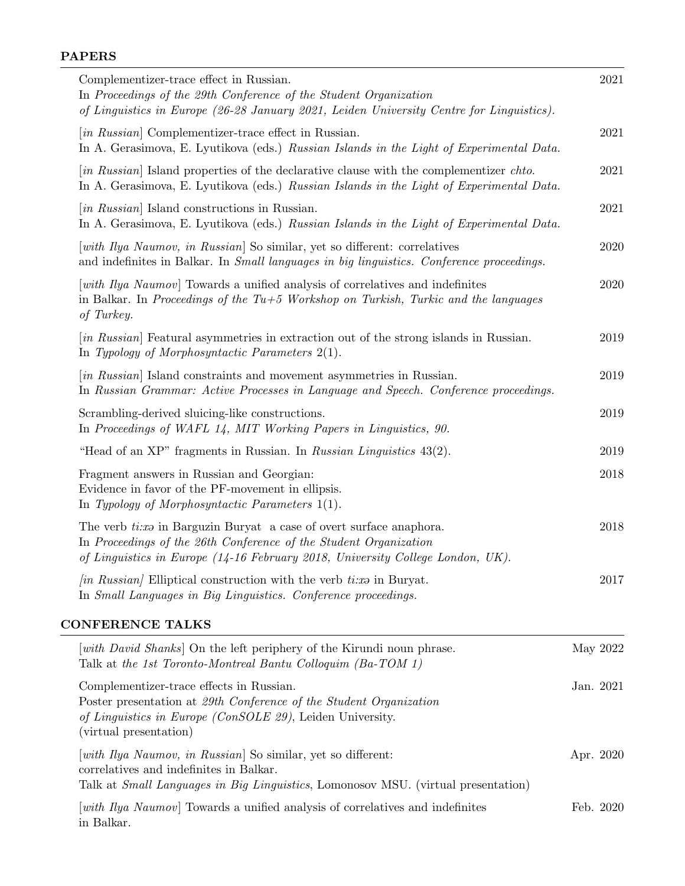## PAPERS

Complementizer-trace effect in Russian. — 2021
In *Proceedings of the 29th Conference of the Student Organization of Linguistics in Europe (26-28 January 2021, Leiden University Centre for Linguistics).*

[*in Russian*] Complementizer-trace effect in Russian. — 2021
In A. Gerasimova, E. Lyutikova (eds.) *Russian Islands in the Light of Experimental Data.*

[*in Russian*] Island properties of the declarative clause with the complementizer *chto*. — 2021
In A. Gerasimova, E. Lyutikova (eds.) *Russian Islands in the Light of Experimental Data.*

[*in Russian*] Island constructions in Russian. — 2021
In A. Gerasimova, E. Lyutikova (eds.) *Russian Islands in the Light of Experimental Data.*

[*with Ilya Naumov, in Russian*] So similar, yet so different: correlatives and indefinites in Balkar. In *Small languages in big linguistics. Conference proceedings.* — 2020

[*with Ilya Naumov*] Towards a unified analysis of correlatives and indefinites in Balkar. In *Proceedings of the Tu+5 Workshop on Turkish, Turkic and the languages of Turkey.* — 2020

[*in Russian*] Featural asymmetries in extraction out of the strong islands in Russian. — 2019
In *Typology of Morphosyntactic Parameters* 2(1).

[*in Russian*] Island constraints and movement asymmetries in Russian. — 2019
In *Russian Grammar: Active Processes in Language and Speech. Conference proceedings.*

Scrambling-derived sluicing-like constructions. — 2019
In *Proceedings of WAFL 14, MIT Working Papers in Linguistics, 90.*

"Head of an XP" fragments in Russian. In *Russian Linguistics* 43(2). — 2019

Fragment answers in Russian and Georgian: — 2018
Evidence in favor of the PF-movement in ellipsis.
In *Typology of Morphosyntactic Parameters* 1(1).

The verb *ti:xə* in Barguzin Buryat a case of overt surface anaphora. — 2018
In *Proceedings of the 26th Conference of the Student Organization of Linguistics in Europe (14-16 February 2018, University College London, UK).*

[*in Russian*] Elliptical construction with the verb *ti:xə* in Buryat. — 2017
In *Small Languages in Big Linguistics. Conference proceedings.*

## CONFERENCE TALKS

[*with David Shanks*] On the left periphery of the Kirundi noun phrase. — May 2022
Talk at *the 1st Toronto-Montreal Bantu Colloquim (Ba-TOM 1)*

Complementizer-trace effects in Russian. — Jan. 2021
Poster presentation at *29th Conference of the Student Organization of Linguistics in Europe (ConSOLE 29)*, Leiden University.
(virtual presentation)

[*with Ilya Naumov, in Russian*] So similar, yet so different: — Apr. 2020
correlatives and indefinites in Balkar.
Talk at *Small Languages in Big Linguistics*, Lomonosov MSU. (virtual presentation)

[*with Ilya Naumov*] Towards a unified analysis of correlatives and indefinites in Balkar. — Feb. 2020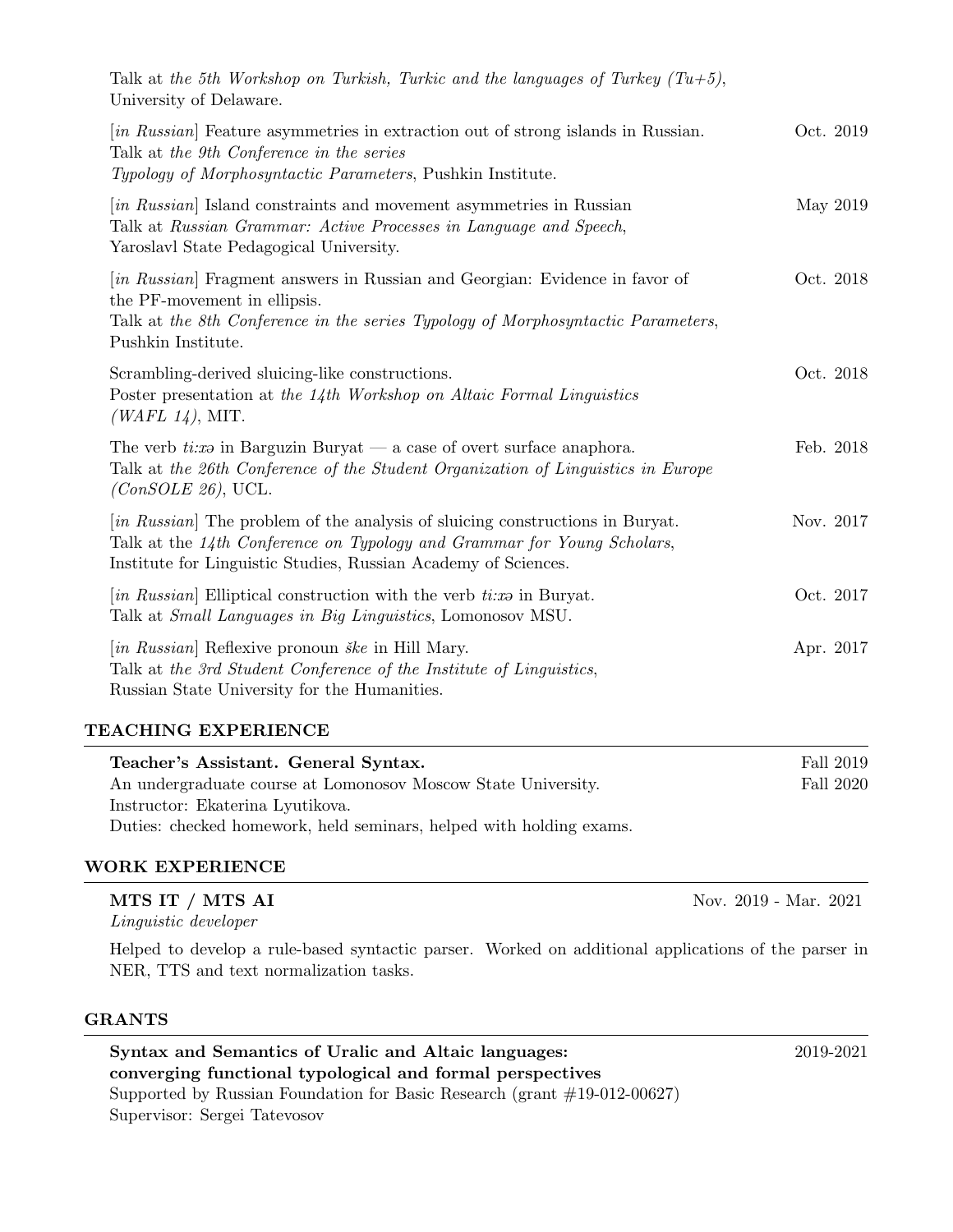Talk at *the 5th Workshop on Turkish, Turkic and the languages of Turkey (Tu+5)*, University of Delaware.

[*in Russian*] Feature asymmetries in extraction out of strong islands in Russian. Talk at *the 9th Conference in the series Typology of Morphosyntactic Parameters*, Pushkin Institute. — Oct. 2019

[*in Russian*] Island constraints and movement asymmetries in Russian. Talk at *Russian Grammar: Active Processes in Language and Speech*, Yaroslavl State Pedagogical University. — May 2019

[*in Russian*] Fragment answers in Russian and Georgian: Evidence in favor of the PF-movement in ellipsis. Talk at *the 8th Conference in the series Typology of Morphosyntactic Parameters*, Pushkin Institute. — Oct. 2018

Scrambling-derived sluicing-like constructions. Poster presentation at *the 14th Workshop on Altaic Formal Linguistics (WAFL 14)*, MIT. — Oct. 2018

The verb *ti:xə* in Barguzin Buryat — a case of overt surface anaphora. Talk at *the 26th Conference of the Student Organization of Linguistics in Europe (ConSOLE 26)*, UCL. — Feb. 2018

[*in Russian*] The problem of the analysis of sluicing constructions in Buryat. Talk at the *14th Conference on Typology and Grammar for Young Scholars*, Institute for Linguistic Studies, Russian Academy of Sciences. — Nov. 2017

[*in Russian*] Elliptical construction with the verb *ti:xə* in Buryat. Talk at *Small Languages in Big Linguistics*, Lomonosov MSU. — Oct. 2017

[*in Russian*] Reflexive pronoun *ške* in Hill Mary. Talk at *the 3rd Student Conference of the Institute of Linguistics*, Russian State University for the Humanities. — Apr. 2017

## TEACHING EXPERIENCE

**Teacher's Assistant. General Syntax.** — Fall 2019, Fall 2020
An undergraduate course at Lomonosov Moscow State University.
Instructor: Ekaterina Lyutikova.
Duties: checked homework, held seminars, helped with holding exams.

## WORK EXPERIENCE

**MTS IT / MTS AI** — Nov. 2019 - Mar. 2021
*Linguistic developer*

Helped to develop a rule-based syntactic parser. Worked on additional applications of the parser in NER, TTS and text normalization tasks.

## GRANTS

**Syntax and Semantics of Uralic and Altaic languages: converging functional typological and formal perspectives** — 2019-2021
Supported by Russian Foundation for Basic Research (grant #19-012-00627)
Supervisor: Sergei Tatevosov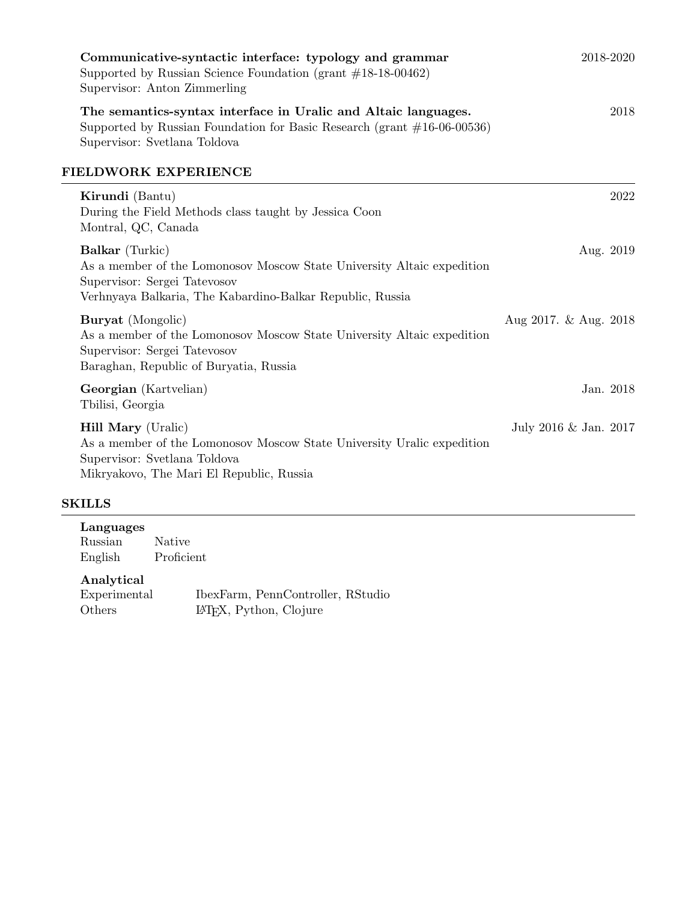**Communicative-syntactic interface: typology and grammar** 2018-2020
Supported by Russian Science Foundation (grant #18-18-00462)
Supervisor: Anton Zimmerling

**The semantics-syntax interface in Uralic and Altaic languages.** 2018
Supported by Russian Foundation for Basic Research (grant #16-06-00536)
Supervisor: Svetlana Toldova

## FIELDWORK EXPERIENCE

**Kirundi** (Bantu) 2022
During the Field Methods class taught by Jessica Coon
Montral, QC, Canada

**Balkar** (Turkic) Aug. 2019
As a member of the Lomonosov Moscow State University Altaic expedition
Supervisor: Sergei Tatevosov
Verhnyaya Balkaria, The Kabardino-Balkar Republic, Russia

**Buryat** (Mongolic) Aug 2017. & Aug. 2018
As a member of the Lomonosov Moscow State University Altaic expedition
Supervisor: Sergei Tatevosov
Baraghan, Republic of Buryatia, Russia

**Georgian** (Kartvelian) Jan. 2018
Tbilisi, Georgia

**Hill Mary** (Uralic) July 2016 & Jan. 2017
As a member of the Lomonosov Moscow State University Uralic expedition
Supervisor: Svetlana Toldova
Mikryakovo, The Mari El Republic, Russia

## SKILLS

**Languages**

| | |
|---|---|
| Russian | Native |
| English | Proficient |

**Analytical**

| | |
|---|---|
| Experimental | IbexFarm, PennController, RStudio |
| Others | LaTeX, Python, Clojure |